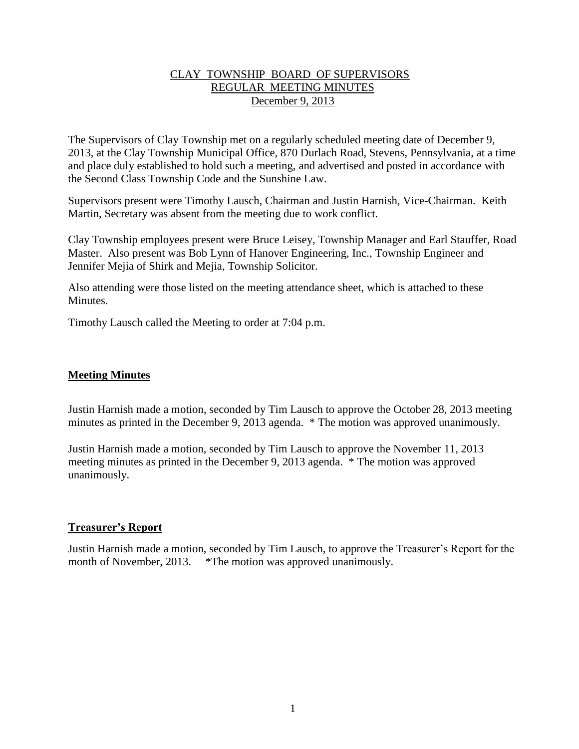# CLAY TOWNSHIP BOARD OF SUPERVISORS
## REGULAR MEETING MINUTES
### December 9, 2013

The Supervisors of Clay Township met on a regularly scheduled meeting date of December 9, 2013, at the Clay Township Municipal Office, 870 Durlach Road, Stevens, Pennsylvania, at a time and place duly established to hold such a meeting, and advertised and posted in accordance with the Second Class Township Code and the Sunshine Law.

Supervisors present were Timothy Lausch, Chairman and Justin Harnish, Vice-Chairman. Keith Martin, Secretary was absent from the meeting due to work conflict.

Clay Township employees present were Bruce Leisey, Township Manager and Earl Stauffer, Road Master. Also present was Bob Lynn of Hanover Engineering, Inc., Township Engineer and Jennifer Mejia of Shirk and Mejia, Township Solicitor.

Also attending were those listed on the meeting attendance sheet, which is attached to these Minutes.

Timothy Lausch called the Meeting to order at 7:04 p.m.

## Meeting Minutes

Justin Harnish made a motion, seconded by Tim Lausch to approve the October 28, 2013 meeting minutes as printed in the December 9, 2013 agenda. * The motion was approved unanimously.

Justin Harnish made a motion, seconded by Tim Lausch to approve the November 11, 2013 meeting minutes as printed in the December 9, 2013 agenda. * The motion was approved unanimously.

## Treasurer's Report

Justin Harnish made a motion, seconded by Tim Lausch, to approve the Treasurer's Report for the month of November, 2013. *The motion was approved unanimously.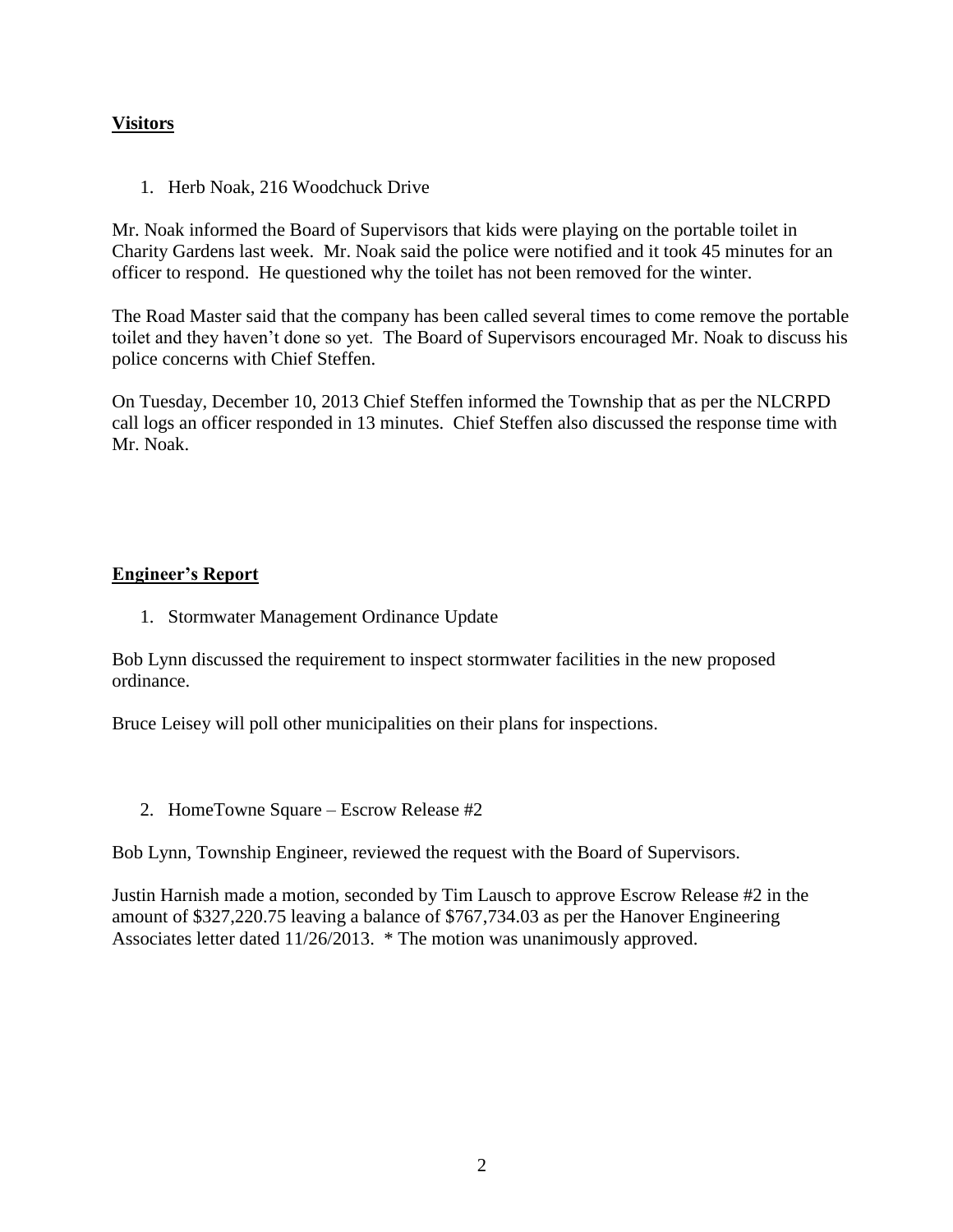## Visitors

1. Herb Noak, 216 Woodchuck Drive

Mr. Noak informed the Board of Supervisors that kids were playing on the portable toilet in Charity Gardens last week. Mr. Noak said the police were notified and it took 45 minutes for an officer to respond. He questioned why the toilet has not been removed for the winter.

The Road Master said that the company has been called several times to come remove the portable toilet and they haven't done so yet. The Board of Supervisors encouraged Mr. Noak to discuss his police concerns with Chief Steffen.

On Tuesday, December 10, 2013 Chief Steffen informed the Township that as per the NLCRPD call logs an officer responded in 13 minutes. Chief Steffen also discussed the response time with Mr. Noak.

## Engineer's Report

1. Stormwater Management Ordinance Update

Bob Lynn discussed the requirement to inspect stormwater facilities in the new proposed ordinance.

Bruce Leisey will poll other municipalities on their plans for inspections.

2. HomeTowne Square – Escrow Release #2

Bob Lynn, Township Engineer, reviewed the request with the Board of Supervisors.

Justin Harnish made a motion, seconded by Tim Lausch to approve Escrow Release #2 in the amount of $327,220.75 leaving a balance of $767,734.03 as per the Hanover Engineering Associates letter dated 11/26/2013. * The motion was unanimously approved.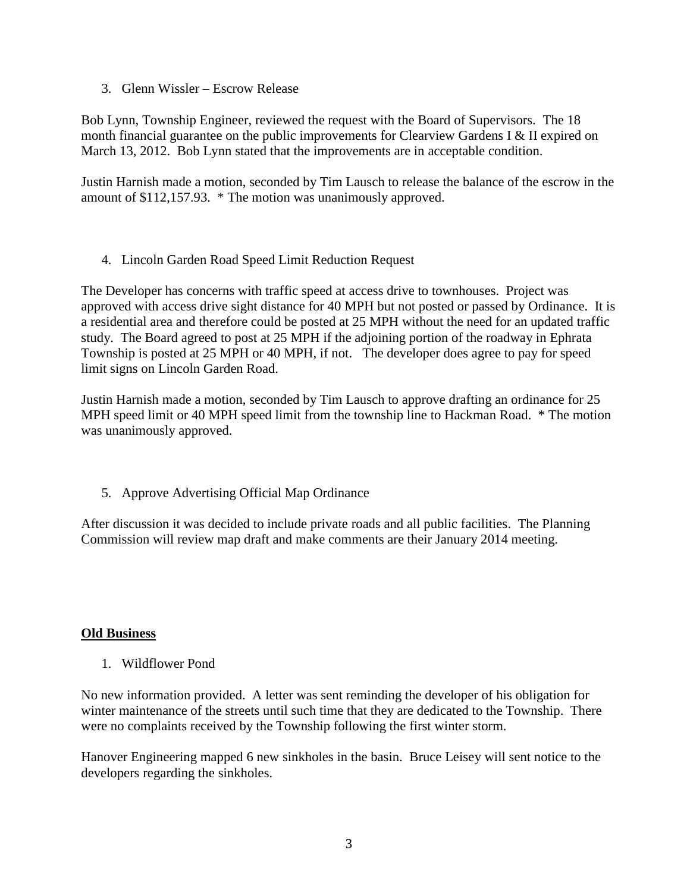3. Glenn Wissler – Escrow Release

Bob Lynn, Township Engineer, reviewed the request with the Board of Supervisors. The 18 month financial guarantee on the public improvements for Clearview Gardens I & II expired on March 13, 2012. Bob Lynn stated that the improvements are in acceptable condition.

Justin Harnish made a motion, seconded by Tim Lausch to release the balance of the escrow in the amount of $112,157.93. * The motion was unanimously approved.

4. Lincoln Garden Road Speed Limit Reduction Request

The Developer has concerns with traffic speed at access drive to townhouses. Project was approved with access drive sight distance for 40 MPH but not posted or passed by Ordinance. It is a residential area and therefore could be posted at 25 MPH without the need for an updated traffic study. The Board agreed to post at 25 MPH if the adjoining portion of the roadway in Ephrata Township is posted at 25 MPH or 40 MPH, if not. The developer does agree to pay for speed limit signs on Lincoln Garden Road.

Justin Harnish made a motion, seconded by Tim Lausch to approve drafting an ordinance for 25 MPH speed limit or 40 MPH speed limit from the township line to Hackman Road. * The motion was unanimously approved.

5. Approve Advertising Official Map Ordinance

After discussion it was decided to include private roads and all public facilities. The Planning Commission will review map draft and make comments are their January 2014 meeting.

**Old Business**

1. Wildflower Pond

No new information provided. A letter was sent reminding the developer of his obligation for winter maintenance of the streets until such time that they are dedicated to the Township. There were no complaints received by the Township following the first winter storm.

Hanover Engineering mapped 6 new sinkholes in the basin. Bruce Leisey will sent notice to the developers regarding the sinkholes.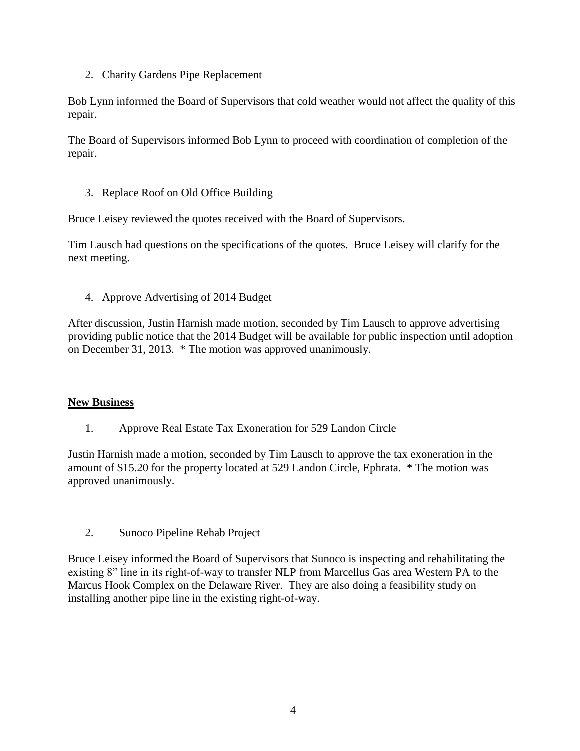2. Charity Gardens Pipe Replacement

Bob Lynn informed the Board of Supervisors that cold weather would not affect the quality of this repair.

The Board of Supervisors informed Bob Lynn to proceed with coordination of completion of the repair.

3. Replace Roof on Old Office Building

Bruce Leisey reviewed the quotes received with the Board of Supervisors.

Tim Lausch had questions on the specifications of the quotes. Bruce Leisey will clarify for the next meeting.

4. Approve Advertising of 2014 Budget

After discussion, Justin Harnish made motion, seconded by Tim Lausch to approve advertising providing public notice that the 2014 Budget will be available for public inspection until adoption on December 31, 2013. * The motion was approved unanimously.

**New Business**

1. Approve Real Estate Tax Exoneration for 529 Landon Circle

Justin Harnish made a motion, seconded by Tim Lausch to approve the tax exoneration in the amount of $15.20 for the property located at 529 Landon Circle, Ephrata. * The motion was approved unanimously.

2. Sunoco Pipeline Rehab Project

Bruce Leisey informed the Board of Supervisors that Sunoco is inspecting and rehabilitating the existing 8" line in its right-of-way to transfer NLP from Marcellus Gas area Western PA to the Marcus Hook Complex on the Delaware River. They are also doing a feasibility study on installing another pipe line in the existing right-of-way.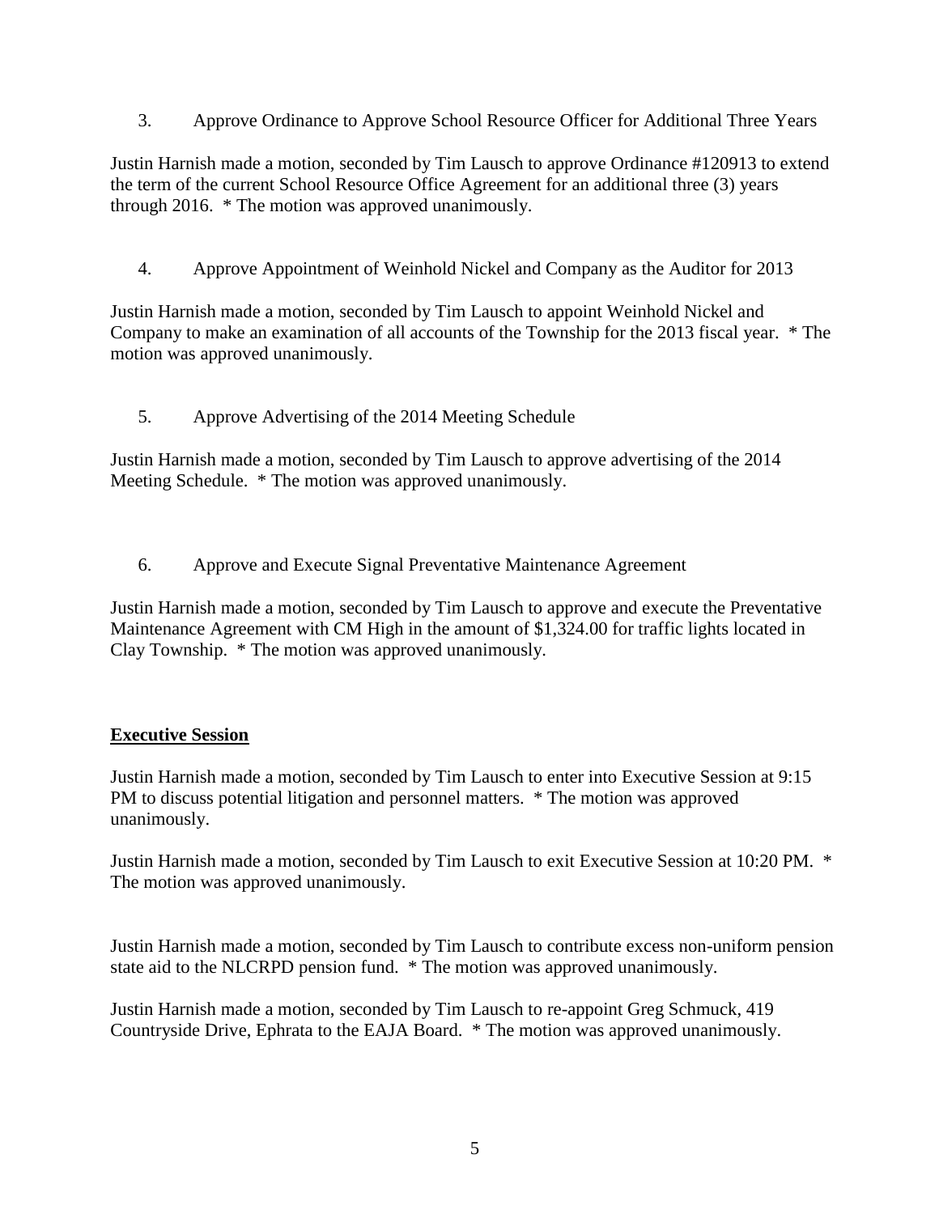3. Approve Ordinance to Approve School Resource Officer for Additional Three Years

Justin Harnish made a motion, seconded by Tim Lausch to approve Ordinance #120913 to extend the term of the current School Resource Office Agreement for an additional three (3) years through 2016. * The motion was approved unanimously.

4. Approve Appointment of Weinhold Nickel and Company as the Auditor for 2013

Justin Harnish made a motion, seconded by Tim Lausch to appoint Weinhold Nickel and Company to make an examination of all accounts of the Township for the 2013 fiscal year. * The motion was approved unanimously.

5. Approve Advertising of the 2014 Meeting Schedule

Justin Harnish made a motion, seconded by Tim Lausch to approve advertising of the 2014 Meeting Schedule. * The motion was approved unanimously.

6. Approve and Execute Signal Preventative Maintenance Agreement

Justin Harnish made a motion, seconded by Tim Lausch to approve and execute the Preventative Maintenance Agreement with CM High in the amount of $1,324.00 for traffic lights located in Clay Township. * The motion was approved unanimously.

**Executive Session**

Justin Harnish made a motion, seconded by Tim Lausch to enter into Executive Session at 9:15 PM to discuss potential litigation and personnel matters. * The motion was approved unanimously.

Justin Harnish made a motion, seconded by Tim Lausch to exit Executive Session at 10:20 PM. * The motion was approved unanimously.

Justin Harnish made a motion, seconded by Tim Lausch to contribute excess non-uniform pension state aid to the NLCRPD pension fund. * The motion was approved unanimously.

Justin Harnish made a motion, seconded by Tim Lausch to re-appoint Greg Schmuck, 419 Countryside Drive, Ephrata to the EAJA Board. * The motion was approved unanimously.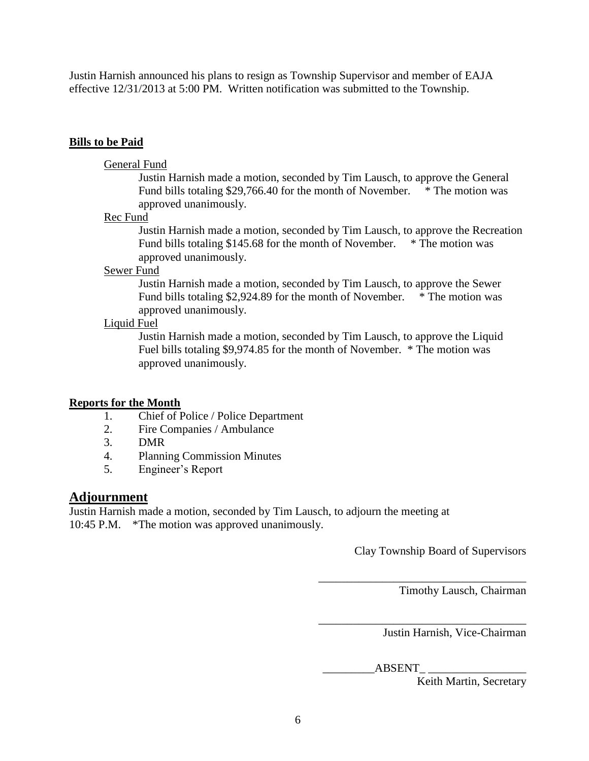Justin Harnish announced his plans to resign as Township Supervisor and member of EAJA effective 12/31/2013 at 5:00 PM. Written notification was submitted to the Township.

**Bills to be Paid**

General Fund

Justin Harnish made a motion, seconded by Tim Lausch, to approve the General Fund bills totaling $29,766.40 for the month of November. * The motion was approved unanimously.

Rec Fund

Justin Harnish made a motion, seconded by Tim Lausch, to approve the Recreation Fund bills totaling $145.68 for the month of November. * The motion was approved unanimously.

Sewer Fund

Justin Harnish made a motion, seconded by Tim Lausch, to approve the Sewer Fund bills totaling $2,924.89 for the month of November. * The motion was approved unanimously.

Liquid Fuel

Justin Harnish made a motion, seconded by Tim Lausch, to approve the Liquid Fuel bills totaling $9,974.85 for the month of November. * The motion was approved unanimously.

**Reports for the Month**

1. Chief of Police / Police Department
2. Fire Companies / Ambulance
3. DMR
4. Planning Commission Minutes
5. Engineer's Report

## Adjournment

Justin Harnish made a motion, seconded by Tim Lausch, to adjourn the meeting at 10:45 P.M. *The motion was approved unanimously.

Clay Township Board of Supervisors

_____________________________________
Timothy Lausch, Chairman

_____________________________________
Justin Harnish, Vice-Chairman

_________ABSENT_ _________________
Keith Martin, Secretary